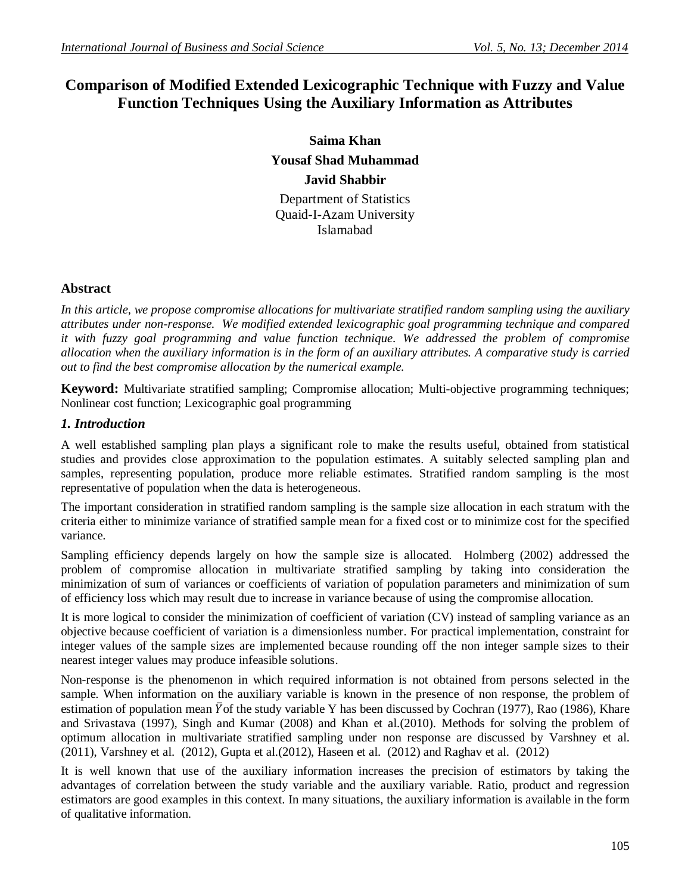# Comparison of Modified Extended Lexicographic Technique with Fuzzy and Value Function Techniques Using the Auxiliary Information as Attributes

**Saima Khan**

**Yousaf Shad Muhammad**

**Javid Shabbir**

Department of Statistics
Quaid-I-Azam University
Islamabad

## Abstract

*In this article, we propose compromise allocations for multivariate stratified random sampling using the auxiliary attributes under non-response. We modified extended lexicographic goal programming technique and compared it with fuzzy goal programming and value function technique. We addressed the problem of compromise allocation when the auxiliary information is in the form of an auxiliary attributes. A comparative study is carried out to find the best compromise allocation by the numerical example.*

**Keyword:** Multivariate stratified sampling; Compromise allocation; Multi-objective programming techniques; Nonlinear cost function; Lexicographic goal programming

## *1. Introduction*

A well established sampling plan plays a significant role to make the results useful, obtained from statistical studies and provides close approximation to the population estimates. A suitably selected sampling plan and samples, representing population, produce more reliable estimates. Stratified random sampling is the most representative of population when the data is heterogeneous.

The important consideration in stratified random sampling is the sample size allocation in each stratum with the criteria either to minimize variance of stratified sample mean for a fixed cost or to minimize cost for the specified variance.

Sampling efficiency depends largely on how the sample size is allocated. Holmberg (2002) addressed the problem of compromise allocation in multivariate stratified sampling by taking into consideration the minimization of sum of variances or coefficients of variation of population parameters and minimization of sum of efficiency loss which may result due to increase in variance because of using the compromise allocation.

It is more logical to consider the minimization of coefficient of variation (CV) instead of sampling variance as an objective because coefficient of variation is a dimensionless number. For practical implementation, constraint for integer values of the sample sizes are implemented because rounding off the non integer sample sizes to their nearest integer values may produce infeasible solutions.

Non-response is the phenomenon in which required information is not obtained from persons selected in the sample. When information on the auxiliary variable is known in the presence of non response, the problem of estimation of population mean $\bar{Y}$ of the study variable Y has been discussed by Cochran (1977), Rao (1986), Khare and Srivastava (1997), Singh and Kumar (2008) and Khan et al.(2010). Methods for solving the problem of optimum allocation in multivariate stratified sampling under non response are discussed by Varshney et al. (2011), Varshney et al. (2012), Gupta et al.(2012), Haseen et al. (2012) and Raghav et al. (2012)

It is well known that use of the auxiliary information increases the precision of estimators by taking the advantages of correlation between the study variable and the auxiliary variable. Ratio, product and regression estimators are good examples in this context. In many situations, the auxiliary information is available in the form of qualitative information.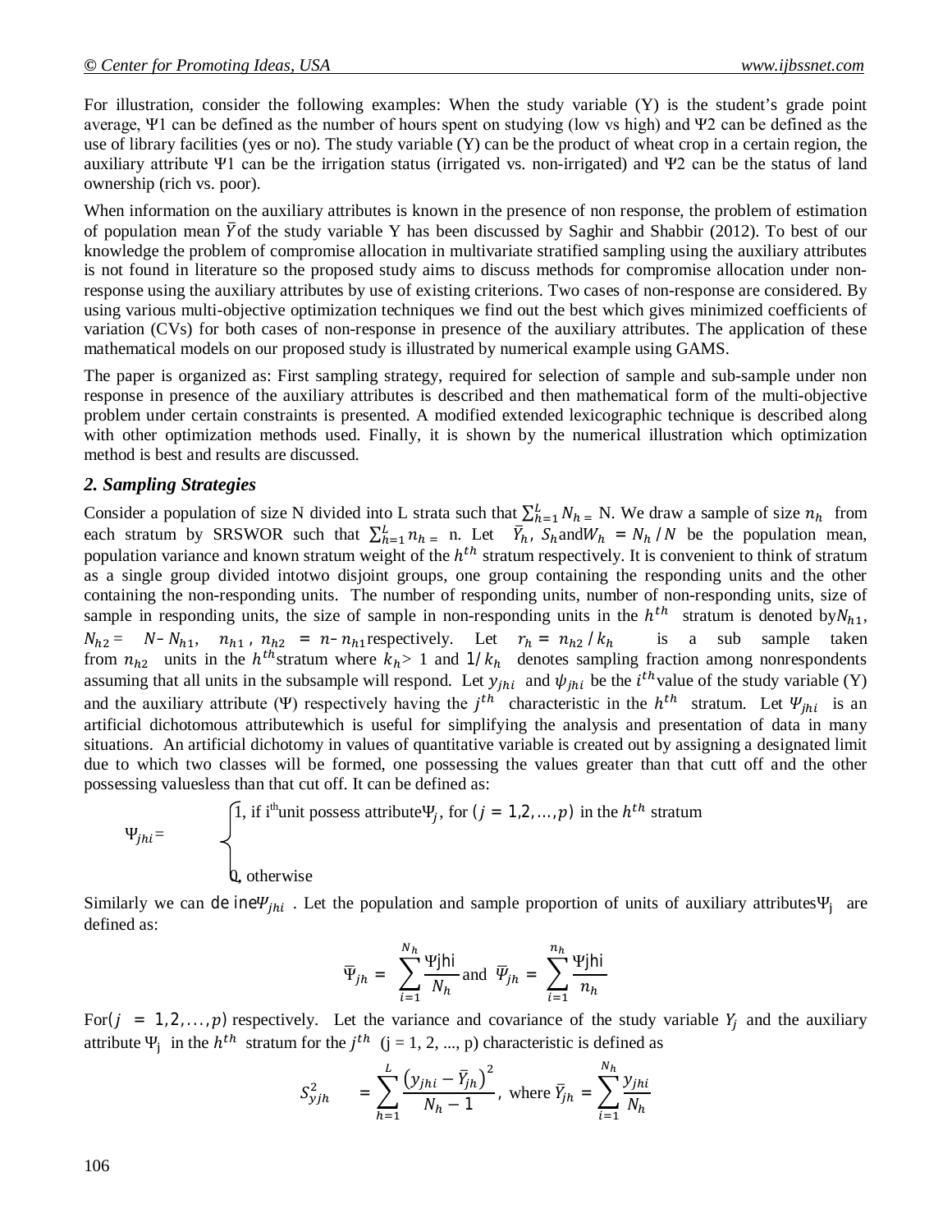For illustration, consider the following examples: When the study variable (Y) is the student's grade point average, Ψ1 can be defined as the number of hours spent on studying (low vs high) and Ψ2 can be defined as the use of library facilities (yes or no). The study variable (Y) can be the product of wheat crop in a certain region, the auxiliary attribute Ψ1 can be the irrigation status (irrigated vs. non-irrigated) and Ψ2 can be the status of land ownership (rich vs. poor).

When information on the auxiliary attributes is known in the presence of non response, the problem of estimation of population mean $\bar{Y}$of the study variable Y has been discussed by Saghir and Shabbir (2012). To best of our knowledge the problem of compromise allocation in multivariate stratified sampling using the auxiliary attributes is not found in literature so the proposed study aims to discuss methods for compromise allocation under non-response using the auxiliary attributes by use of existing criterions. Two cases of non-response are considered. By using various multi-objective optimization techniques we find out the best which gives minimized coefficients of variation (CVs) for both cases of non-response in presence of the auxiliary attributes. The application of these mathematical models on our proposed study is illustrated by numerical example using GAMS.

The paper is organized as: First sampling strategy, required for selection of sample and sub-sample under non response in presence of the auxiliary attributes is described and then mathematical form of the multi-objective problem under certain constraints is presented. A modified extended lexicographic technique is described along with other optimization methods used. Finally, it is shown by the numerical illustration which optimization method is best and results are discussed.

### *2. Sampling Strategies*

Consider a population of size N divided into L strata such that $\sum_{h=1}^{L} N_{h} =$ N. We draw a sample of size $n_h$ from each stratum by SRSWOR such that $\sum_{h=1}^{L} n_{h} =$ n. Let $\bar{Y}_h$, $S_h$and$W_h = N_h/N$ be the population mean, population variance and known stratum weight of the $h^{th}$ stratum respectively. It is convenient to think of stratum as a single group divided intotwo disjoint groups, one group containing the responding units and the other containing the non-responding units. The number of responding units, number of non-responding units, size of sample in responding units, the size of sample in non-responding units in the $h^{th}$ stratum is denoted by$N_{h1}$, $N_{h2} = N - N_{h1}$, $n_{h1}$, $n_{h2} = n - n_{h1}$respectively. Let $r_h = n_{h2}/k_h$ is a sub sample taken from $n_{h2}$ units in the $h^{th}$stratum where $k_h > 1$ and $1/k_h$ denotes sampling fraction among nonrespondents assuming that all units in the subsample will respond. Let $y_{jhi}$ and $\psi_{jhi}$ be the $i^{th}$value of the study variable (Y) and the auxiliary attribute (Ψ) respectively having the $j^{th}$ characteristic in the $h^{th}$ stratum. Let $\Psi_{jhi}$ is an artificial dichotomous attributewhich is useful for simplifying the analysis and presentation of data in many situations. An artificial dichotomy in values of quantitative variable is created out by assigning a designated limit due to which two classes will be formed, one possessing the values greater than that cutt off and the other possessing valuesless than that cut off. It can be defined as:

$$
\Psi_{jhi} = \begin{cases} 1, \text{ if } i^{th} \text{unit possess attribute} \Psi_j, \text{ for } (j = 1,2, \dots, p) \text{ in the } h^{th} \text{ stratum} \\ 0, \text{ otherwise} \end{cases}
$$

Similarly we can define$\Psi_{jhi}$ . Let the population and sample proportion of units of auxiliary attributes$\Psi_j$ are defined as:

$$
\bar{\Psi}_{jh} = \sum_{i=1}^{N_h} \frac{\Psi jhi}{N_h} \text{ and } \bar{\Psi}_{jh} = \sum_{i=1}^{n_h} \frac{\Psi jhi}{n_h}
$$

For$(j = 1,2, \dots, p)$ respectively. Let the variance and covariance of the study variable $Y_j$ and the auxiliary attribute $\Psi_j$ in the $h^{th}$ stratum for the $j^{th}$ (j = 1, 2, ..., p) characteristic is defined as

$$
S_{yjh}^2 = \sum_{h=1}^{L} \frac{\left(y_{jhi} - \bar{Y}_{jh}\right)^2}{N_h - 1}, \text{ where } \bar{Y}_{jh} = \sum_{i=1}^{N_h} \frac{y_{jhi}}{N_h}
$$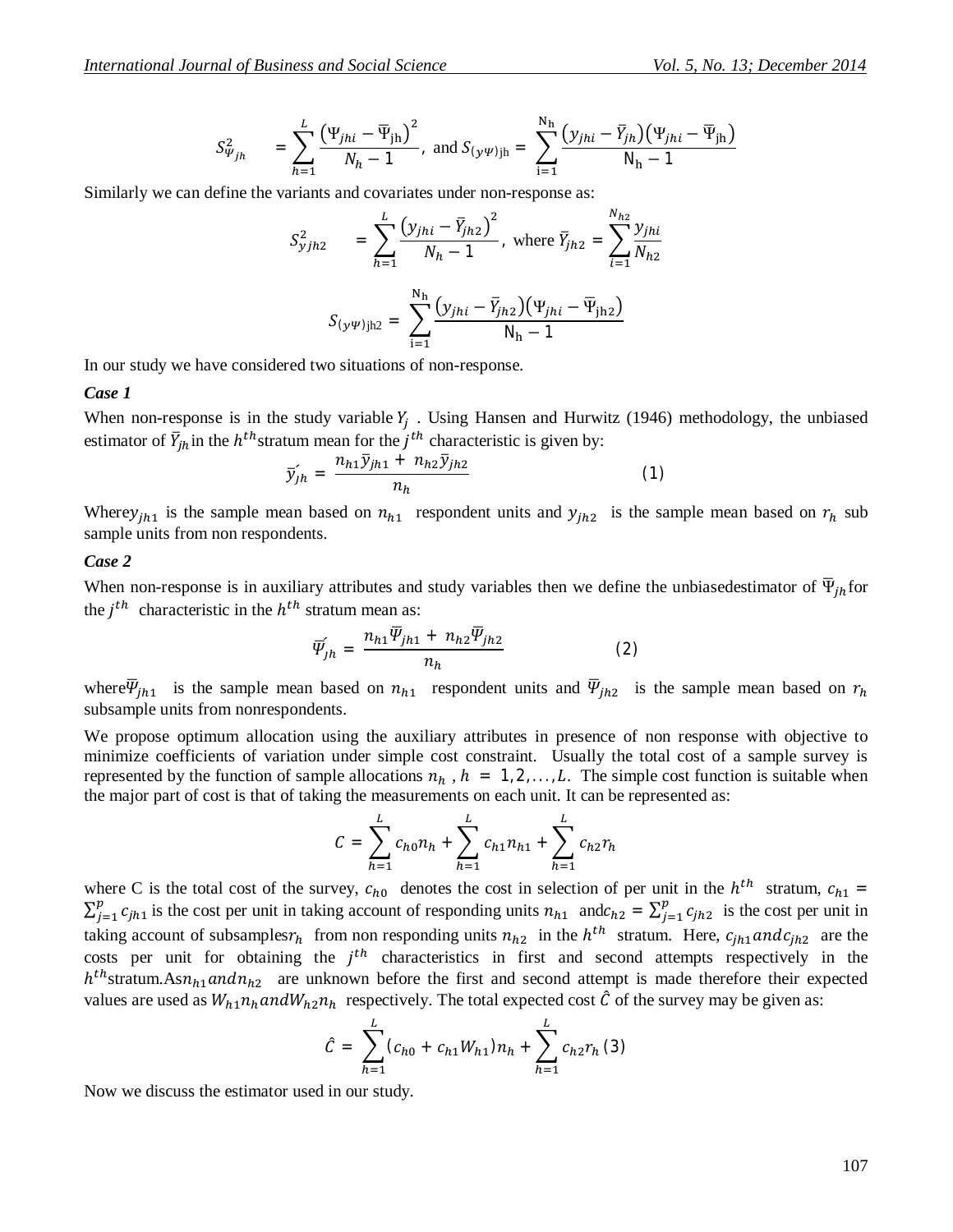$$S^2_{\Psi_{jh}} = \sum_{h=1}^{L} \frac{\left(\Psi_{jhi} - \overline{\Psi}_{\mathrm{jh}}\right)^2}{N_h - 1}, \text{ and } S_{(y\Psi)\mathrm{jh}} = \sum_{\mathrm{i}=1}^{\mathrm{N_h}} \frac{\left(y_{jhi} - \bar{Y}_{jh}\right)\left(\Psi_{jhi} - \overline{\Psi}_{\mathrm{jh}}\right)}{\mathrm{N_h} - 1}$$

Similarly we can define the variants and covariates under non-response as:

$$S^2_{yjh2} = \sum_{h=1}^{L} \frac{\left(y_{jhi} - \bar{Y}_{jh2}\right)^2}{N_h - 1}, \text{ where } \bar{Y}_{jh2} = \sum_{i=1}^{N_{h2}} \frac{y_{jhi}}{N_{h2}}$$

$$S_{(y\Psi)\mathrm{jh2}} = \sum_{\mathrm{i}=1}^{\mathrm{N_h}} \frac{\left(y_{jhi} - \bar{Y}_{jh2}\right)\left(\Psi_{jhi} - \overline{\Psi}_{\mathrm{jh2}}\right)}{\mathrm{N_h} - 1}$$

In our study we have considered two situations of non-response.

***Case 1***

When non-response is in the study variable $Y_j$ . Using Hansen and Hurwitz (1946) methodology, the unbiased estimator of $\bar{Y}_{jh}$ in the $h^{th}$ stratum mean for the $j^{th}$ characteristic is given by:

$$\bar{y}'_{jh} = \frac{n_{h1}\bar{y}_{jh1} + n_{h2}\bar{y}_{jh2}}{n_h} \qquad (1)$$

Where $y_{jh1}$ is the sample mean based on $n_{h1}$ respondent units and $y_{jh2}$ is the sample mean based on $r_h$ sub sample units from non respondents.

***Case 2***

When non-response is in auxiliary attributes and study variables then we define the unbiasedestimator of $\overline{\Psi}_{jh}$ for the $j^{th}$ characteristic in the $h^{th}$ stratum mean as:

$$\overline{\Psi}'_{jh} = \frac{n_{h1}\overline{\Psi}_{jh1} + n_{h2}\overline{\Psi}_{jh2}}{n_h} \qquad (2)$$

where $\overline{\Psi}_{jh1}$ is the sample mean based on $n_{h1}$ respondent units and $\overline{\Psi}_{jh2}$ is the sample mean based on $r_h$ subsample units from nonrespondents.

We propose optimum allocation using the auxiliary attributes in presence of non response with objective to minimize coefficients of variation under simple cost constraint. Usually the total cost of a sample survey is represented by the function of sample allocations $n_h$ , $h = 1,2,\ldots,L$. The simple cost function is suitable when the major part of cost is that of taking the measurements on each unit. It can be represented as:

$$C = \sum_{h=1}^{L} c_{h0}n_h + \sum_{h=1}^{L} c_{h1}n_{h1} + \sum_{h=1}^{L} c_{h2}r_h$$

where C is the total cost of the survey, $c_{h0}$ denotes the cost in selection of per unit in the $h^{th}$ stratum, $c_{h1} = \sum_{j=1}^{p} c_{jh1}$ is the cost per unit in taking account of responding units $n_{h1}$ and $c_{h2} = \sum_{j=1}^{p} c_{jh2}$ is the cost per unit in taking account of subsamples $r_h$ from non responding units $n_{h2}$ in the $h^{th}$ stratum. Here, $c_{jh1}$ and $c_{jh2}$ are the costs per unit for obtaining the $j^{th}$ characteristics in first and second attempts respectively in the $h^{th}$ stratum. As $n_{h1}$ and $n_{h2}$ are unknown before the first and second attempt is made therefore their expected values are used as $W_{h1}n_h$ and $W_{h2}n_h$ respectively. The total expected cost $\hat{C}$ of the survey may be given as:

$$\hat{C} = \sum_{h=1}^{L} (c_{h0} + c_{h1}W_{h1})n_h + \sum_{h=1}^{L} c_{h2}r_h \ (3)$$

Now we discuss the estimator used in our study.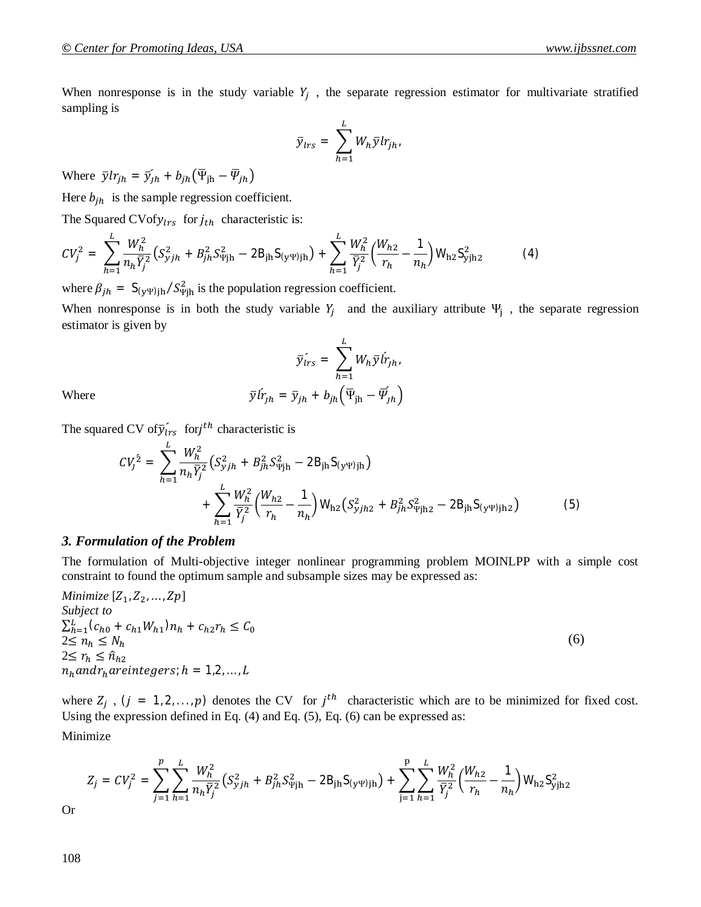When nonresponse is in the study variable $Y_j$ , the separate regression estimator for multivariate stratified sampling is

$$\bar{y}_{lrs} = \sum_{h=1}^{L} W_h \bar{y}lr_{jh},$$

Where $\bar{y}lr_{jh} = \acute{\bar{y}}_{jh} + b_{jh}\left(\bar{\Psi}_{\text{jh}} - \bar{\Psi}_{jh}\right)$

Here $b_{jh}$ is the sample regression coefficient.

The Squared CVof$y_{lrs}$ for $j_{th}$ characteristic is:

$$CV_j^2 = \sum_{h=1}^{L} \frac{W_h^2}{n_h \bar{Y}_j^2}\left(S_{yjh}^2 + B_{jh}^2 S_{\Psi\text{jh}}^2 - 2\text{B}_{\text{jh}}\text{S}_{(\text{y}\Psi)\text{jh}}\right) + \sum_{h=1}^{L} \frac{W_h^2}{\bar{Y}_j^2}\left(\frac{W_{h2}}{r_h} - \frac{1}{n_h}\right)\text{W}_{\text{h2}}\text{S}_{\text{yjh2}}^2 \qquad (4)$$

where $\beta_{jh} = \text{S}_{(\text{y}\Psi)\text{jh}}/S_{\Psi\text{jh}}^2$ is the population regression coefficient.

When nonresponse is in both the study variable $Y_j$ and the auxiliary attribute $\Psi_{\text{j}}$ , the separate regression estimator is given by

$$\acute{\bar{y}}_{lrs} = \sum_{h=1}^{L} W_h \bar{y}\acute{l}r_{jh},$$

Where

$$\bar{y}\acute{l}r_{jh} = \bar{y}_{jh} + b_{jh}\left(\bar{\Psi}_{\text{jh}} - \acute{\bar{\Psi}}_{jh}\right)$$

The squared CV of$\acute{\bar{y}}_{lrs}$ for$j^{th}$ characteristic is

$$\acute{CV}_j^2 = \sum_{h=1}^{L} \frac{W_h^2}{n_h \bar{Y}_j^2}\left(S_{yjh}^2 + B_{jh}^2 S_{\Psi\text{jh}}^2 - 2\text{B}_{\text{jh}}\text{S}_{(\text{y}\Psi)\text{jh}}\right) + \sum_{h=1}^{L} \frac{W_h^2}{\bar{Y}_j^2}\left(\frac{W_{h2}}{r_h} - \frac{1}{n_h}\right)\text{W}_{\text{h2}}\left(S_{yjh2}^2 + B_{jh}^2 S_{\Psi\text{jh2}}^2 - 2\text{B}_{\text{jh}}\text{S}_{(\text{y}\Psi)\text{jh2}}\right) \qquad (5)$$

### *3. Formulation of the Problem*

The formulation of Multi-objective integer nonlinear programming problem MOINLPP with a simple cost constraint to found the optimum sample and subsample sizes may be expressed as:

*Minimize* $[Z_1, Z_2, \ldots, Zp]$
*Subject to*
$\sum_{h=1}^{L}(c_{h0} + c_{h1}W_{h1})n_h + c_{h2}r_h \le C_0$
$2 \le n_h \le N_h$
$2 \le r_h \le \hat{n}_{h2}$
$n_h and r_h are integers; h = 1,2,\ldots,L$ (6)

where $Z_j$ , $(j = 1,2,\ldots,p)$ denotes the CV for $j^{th}$ characteristic which are to be minimized for fixed cost. Using the expression defined in Eq. (4) and Eq. (5), Eq. (6) can be expressed as:

Minimize

$$Z_j = CV_j^2 = \sum_{j=1}^{p}\sum_{h=1}^{L} \frac{W_h^2}{n_h \bar{Y}_j^2}\left(S_{yjh}^2 + B_{jh}^2 S_{\Psi\text{jh}}^2 - 2\text{B}_{\text{jh}}\text{S}_{(\text{y}\Psi)\text{jh}}\right) + \sum_{\text{j}=1}^{\text{p}}\sum_{h=1}^{L} \frac{W_h^2}{\bar{Y}_j^2}\left(\frac{W_{h2}}{r_h} - \frac{1}{n_h}\right)\text{W}_{\text{h2}}\text{S}_{\text{yjh2}}^2$$

Or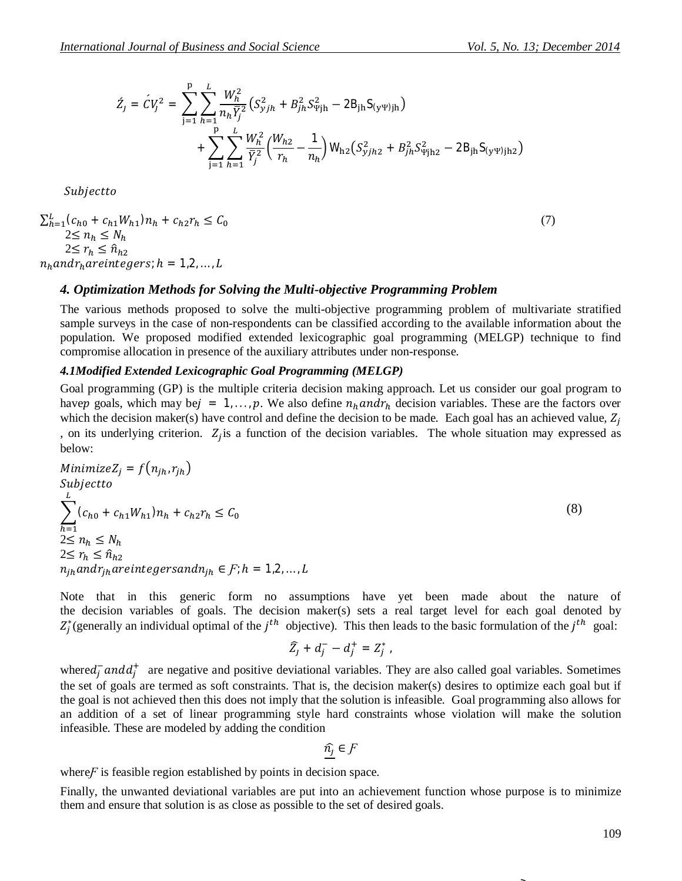$$\acute{Z}_J = \acute{CV}_J^2 = \sum_{j=1}^{p}\sum_{h=1}^{L}\frac{W_h^2}{n_h\bar{Y}_j^2}\left(S_{yjh}^2 + B_{jh}^2 S_{\Psi jh}^2 - 2B_{jh}S_{(y\Psi)jh}\right) + \sum_{j=1}^{p}\sum_{h=1}^{L}\frac{W_h^2}{\bar{Y}_j^2}\left(\frac{W_{h2}}{r_h} - \frac{1}{n_h}\right)W_{h2}\left(S_{yjh2}^2 + B_{jh}^2 S_{\Psi jh2}^2 - 2B_{jh}S_{(y\Psi)jh2}\right)$$

*Subjectto*

$$\sum_{h=1}^{L}(c_{h0} + c_{h1}W_{h1})n_h + c_{h2}r_h \leq C_0 \tag{7}$$
$$2 \leq n_h \leq N_h$$
$$2 \leq r_h \leq \hat{n}_{h2}$$
$$n_h and r_h are integers; h = 1,2,\ldots,L$$

### 4. Optimization Methods for Solving the Multi-objective Programming Problem

The various methods proposed to solve the multi-objective programming problem of multivariate stratified sample surveys in the case of non-respondents can be classified according to the available information about the population. We proposed modified extended lexicographic goal programming (MELGP) technique to find compromise allocation in presence of the auxiliary attributes under non-response.

#### 4.1Modified Extended Lexicographic Goal Programming (MELGP)

Goal programming (GP) is the multiple criteria decision making approach. Let us consider our goal program to have$p$ goals, which may be$j = 1,\ldots,p$. We also define $n_h and r_h$ decision variables. These are the factors over which the decision maker(s) have control and define the decision to be made. Each goal has an achieved value, $Z_j$ , on its underlying criterion. $Z_j$is a function of the decision variables. The whole situation may expressed as below:

$$Minimize Z_j = f\left(n_{jh}, r_{jh}\right)$$
*Subjectto*
$$\sum_{h=1}^{L}(c_{h0} + c_{h1}W_{h1})n_h + c_{h2}r_h \leq C_0 \tag{8}$$
$$2 \leq n_h \leq N_h$$
$$2 \leq r_h \leq \hat{n}_{h2}$$
$$n_{jh} and r_{jh} are integers and n_{jh} \in F; h = 1,2,\ldots,L$$

Note that in this generic form no assumptions have yet been made about the nature of the decision variables of goals. The decision maker(s) sets a real target level for each goal denoted by $Z_j^*$(generally an individual optimal of the $j^{th}$ objective). This then leads to the basic formulation of the $j^{th}$ goal:

$$\widehat{Z}_J + d_j^- - d_j^+ = Z_j^* ,$$

where$d_j^- and d_j^+$ are negative and positive deviational variables. They are also called goal variables. Sometimes the set of goals are termed as soft constraints. That is, the decision maker(s) desires to optimize each goal but if the goal is not achieved then this does not imply that the solution is infeasible. Goal programming also allows for an addition of a set of linear programming style hard constraints whose violation will make the solution infeasible. These are modeled by adding the condition

$$\underline{\widehat{n_J}} \in F$$

where$F$ is feasible region established by points in decision space.

Finally, the unwanted deviational variables are put into an achievement function whose purpose is to minimize them and ensure that solution is as close as possible to the set of desired goals.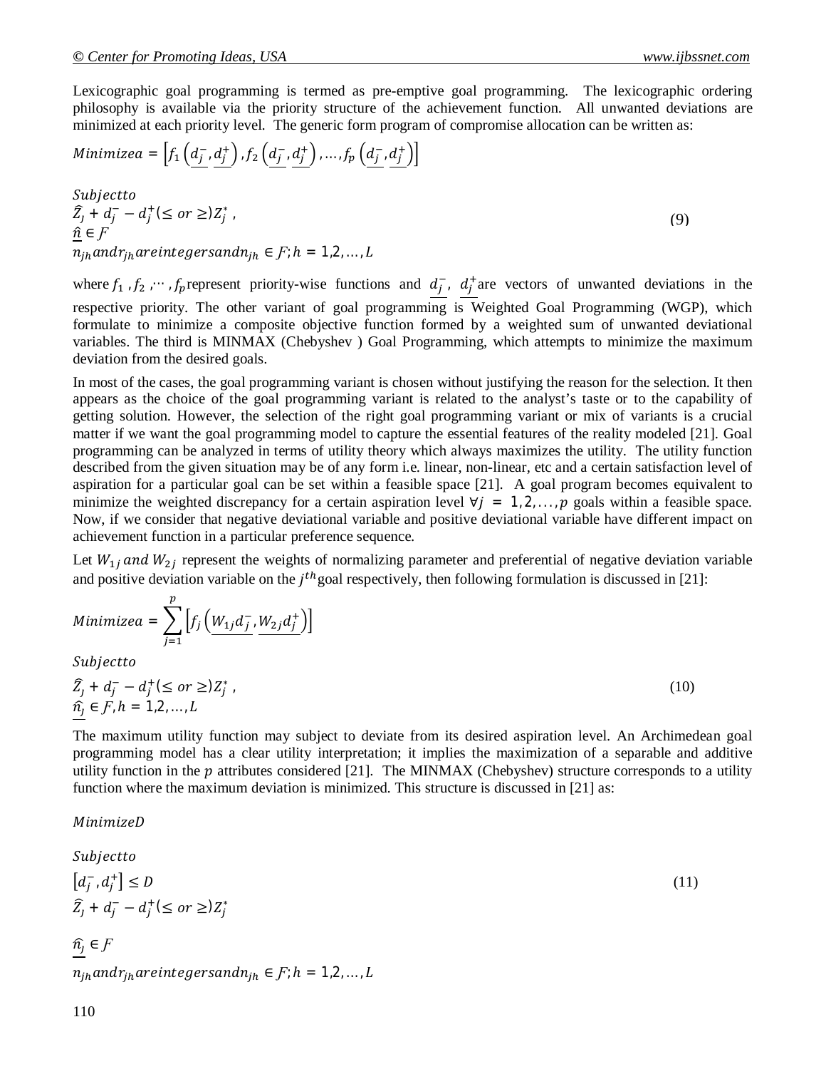Lexicographic goal programming is termed as pre-emptive goal programming. The lexicographic ordering philosophy is available via the priority structure of the achievement function. All unwanted deviations are minimized at each priority level. The generic form program of compromise allocation can be written as:

$$Minimize a = \left[ f_1\left(\underline{d_j^-}, \underline{d_j^+}\right), f_2\left(\underline{d_j^-}, \underline{d_j^+}\right), \ldots, f_p\left(\underline{d_j^-}, \underline{d_j^+}\right) \right]$$

$$\begin{aligned} &Subject to \\ &\widehat{Z}_J + d_j^- - d_j^+ (\leq or \geq) Z_j^*, \\ &\underline{\hat{n}} \in F \\ &n_{jh} and r_{jh} are integers and n_{jh} \in F; h = 1,2,\ldots,L \end{aligned} \tag{9}$$

where $f_1, f_2, \cdots, f_p$ represent priority-wise functions and $\underline{d_j^-}$, $\underline{d_j^+}$ are vectors of unwanted deviations in the respective priority. The other variant of goal programming is Weighted Goal Programming (WGP), which formulate to minimize a composite objective function formed by a weighted sum of unwanted deviational variables. The third is MINMAX (Chebyshev ) Goal Programming, which attempts to minimize the maximum deviation from the desired goals.

In most of the cases, the goal programming variant is chosen without justifying the reason for the selection. It then appears as the choice of the goal programming variant is related to the analyst's taste or to the capability of getting solution. However, the selection of the right goal programming variant or mix of variants is a crucial matter if we want the goal programming model to capture the essential features of the reality modeled [21]. Goal programming can be analyzed in terms of utility theory which always maximizes the utility. The utility function described from the given situation may be of any form i.e. linear, non-linear, etc and a certain satisfaction level of aspiration for a particular goal can be set within a feasible space [21]. A goal program becomes equivalent to minimize the weighted discrepancy for a certain aspiration level $\forall j = 1,2,\ldots,p$ goals within a feasible space. Now, if we consider that negative deviational variable and positive deviational variable have different impact on achievement function in a particular preference sequence.

Let $W_{1j}$ and $W_{2j}$ represent the weights of normalizing parameter and preferential of negative deviation variable and positive deviation variable on the $j^{th}$ goal respectively, then following formulation is discussed in [21]:

$$Minimize a = \sum_{j=1}^{p} \left[ f_j\left(\underline{W_{1j} d_j^-}, \underline{W_{2j} d_j^+}\right) \right]$$

$$\begin{aligned} &Subject to \\ &\widehat{Z}_J + d_j^- - d_j^+ (\leq or \geq) Z_j^*, \\ &\underline{\widehat{n}_J} \in F, h = 1,2,\ldots,L \end{aligned} \tag{10}$$

The maximum utility function may subject to deviate from its desired aspiration level. An Archimedean goal programming model has a clear utility interpretation; it implies the maximization of a separable and additive utility function in the $p$ attributes considered [21]. The MINMAX (Chebyshev) structure corresponds to a utility function where the maximum deviation is minimized. This structure is discussed in [21] as:

$$\begin{aligned} &Minimize D \\ &Subject to \\ &\left[d_j^-, d_j^+\right] \leq D \\ &\widehat{Z}_J + d_j^- - d_j^+ (\leq or \geq) Z_j^* \\ &\underline{\widehat{n}_J} \in F \\ &n_{jh} and r_{jh} are integers and n_{jh} \in F; h = 1,2,\ldots,L \end{aligned} \tag{11}$$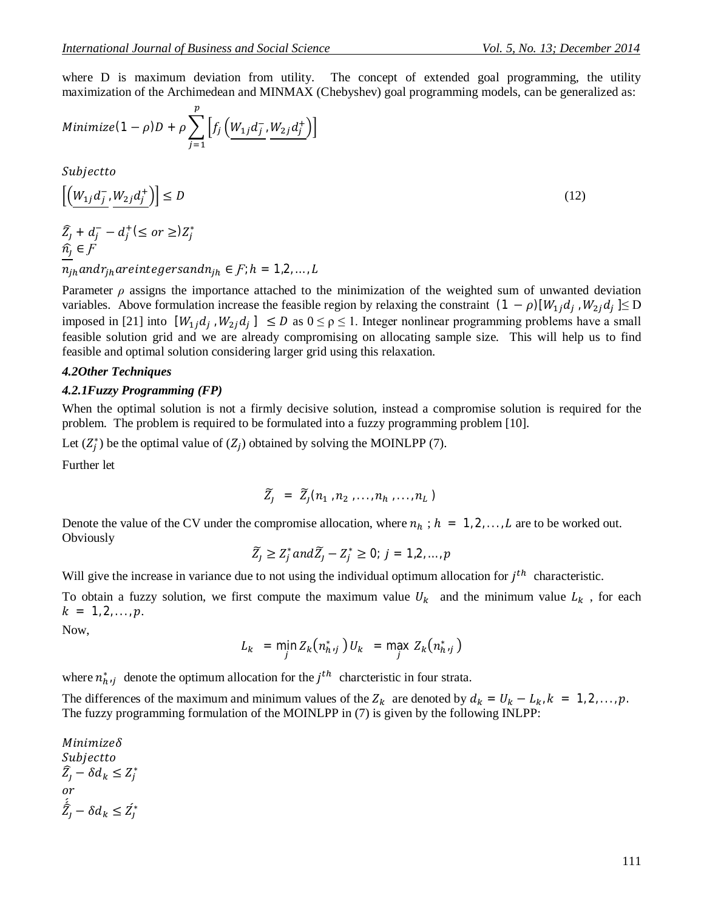where D is maximum deviation from utility. The concept of extended goal programming, the utility maximization of the Archimedean and MINMAX (Chebyshev) goal programming models, can be generalized as:

$$Minimize (1-\rho)D + \rho \sum_{j=1}^{p} \left[ f_j \left( \underline{W_{1j} d_j^-}, \underline{W_{2j} d_j^+} \right) \right]$$

$Subject to$

$$\left[ \left( \underline{W_{1j} d_j^-}, \underline{W_{2j} d_j^+} \right) \right] \leq D \tag{12}$$

$\widehat{Z_J} + d_j^- - d_j^+ (\leq or \geq) Z_j^*$
$\underline{\widehat{n_J}} \in \mathcal{F}$
$n_{jh} and r_{jh} are integers and n_{jh} \in \mathcal{F}; h = 1,2,\ldots,L$

Parameter $\rho$ assigns the importance attached to the minimization of the weighted sum of unwanted deviation variables. Above formulation increase the feasible region by relaxing the constraint $(1-\rho)[W_{1j} d_j, W_{2j} d_j] \leq D$ imposed in [21] into $[W_{1j} d_j, W_{2j} d_j] \leq D$ as $0 \leq \rho \leq 1$. Integer nonlinear programming problems have a small feasible solution grid and we are already compromising on allocating sample size. This will help us to find feasible and optimal solution considering larger grid using this relaxation.

#### *4.2Other Techniques*

##### *4.2.1Fuzzy Programming (FP)*

When the optimal solution is not a firmly decisive solution, instead a compromise solution is required for the problem. The problem is required to be formulated into a fuzzy programming problem [10].

Let $(Z_j^*)$ be the optimal value of $(Z_j)$ obtained by solving the MOINLPP (7).

Further let

$$\widetilde{Z_J} = \widetilde{Z_J}(n_1, n_2, \ldots, n_h, \ldots, n_L)$$

Denote the value of the CV under the compromise allocation, where $n_h$ ; $h = 1,2,\ldots,L$ are to be worked out. Obviously

$$\widetilde{Z_J} \geq Z_j^* and \widetilde{Z_J} - Z_j^* \geq 0; \; j = 1,2,\ldots,p$$

Will give the increase in variance due to not using the individual optimum allocation for $j^{th}$ characteristic.

To obtain a fuzzy solution, we first compute the maximum value $U_k$ and the minimum value $L_k$, for each $k = 1,2,\ldots,p$.

Now,

$$L_k = \min_j Z_k(n_{h,j}^*) \; U_k = \max_j Z_k(n_{h,j}^*)$$

where $n_{h,j}^*$ denote the optimum allocation for the $j^{th}$ charcteristic in four strata.

The differences of the maximum and minimum values of the $Z_k$ are denoted by $d_k = U_k - L_k, k = 1,2,\ldots,p$. The fuzzy programming formulation of the MOINLPP in (7) is given by the following INLPP:

$Minimize \delta$
$Subject to$
$\widehat{Z_J} - \delta d_k \leq Z_j^*$
$or$
$\acute{\widehat{Z_J}} - \delta d_k \leq \acute{Z_J^*}$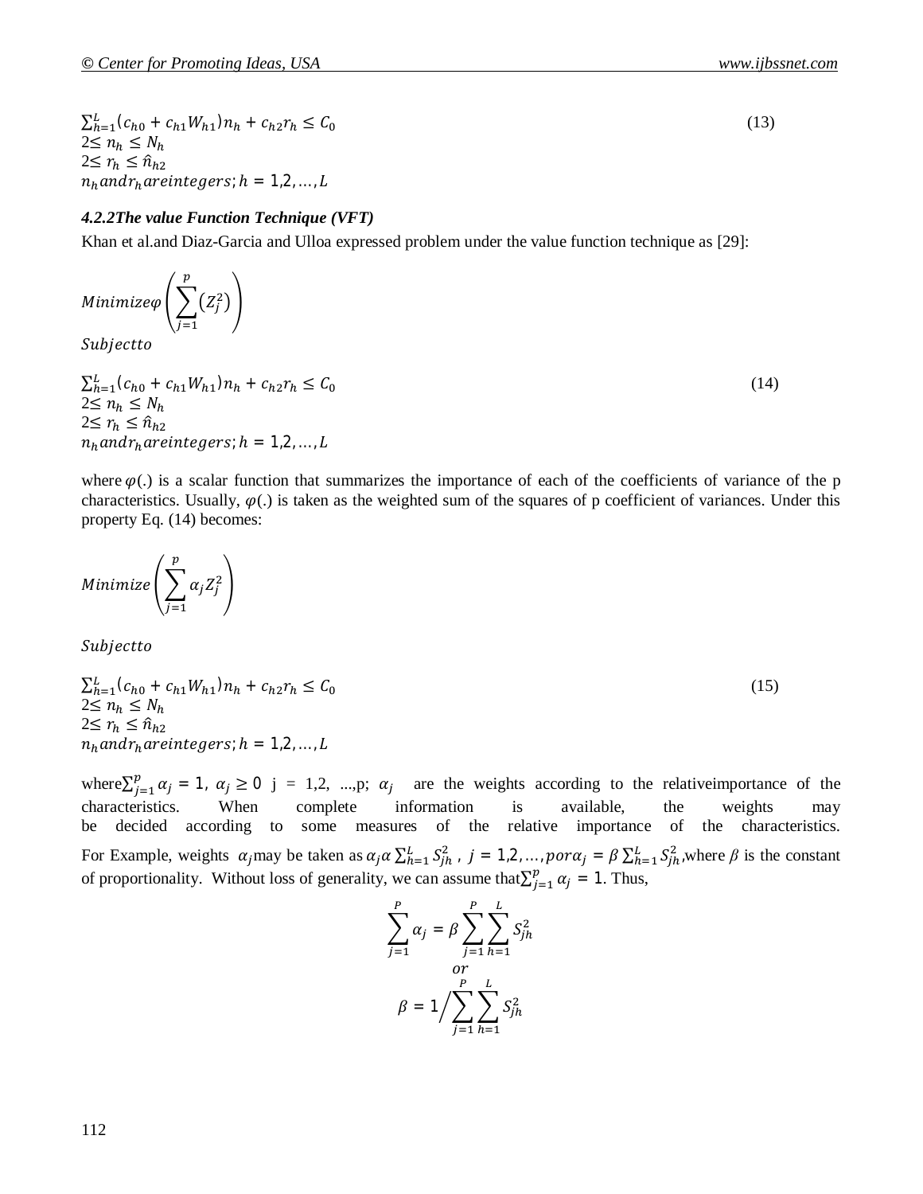$$\sum_{h=1}^{L}(c_{h0} + c_{h1}W_{h1})n_h + c_{h2}r_h \leq C_0 \tag{13}$$
$$2\leq n_h \leq N_h$$
$$2\leq r_h \leq \hat{n}_{h2}$$
$$n_h \, and \, r_h \, are \, integers; h = 1,2, \ldots, L$$

#### *4.2.2 The value Function Technique (VFT)*

Khan et al. and Diaz-Garcia and Ulloa expressed problem under the value function technique as [29]:

$$Minimize \, \varphi\left(\sum_{j=1}^{p}\left(Z_j^2\right)\right)$$

$$Subject \, to$$

$$\sum_{h=1}^{L}(c_{h0} + c_{h1}W_{h1})n_h + c_{h2}r_h \leq C_0 \tag{14}$$
$$2\leq n_h \leq N_h$$
$$2\leq r_h \leq \hat{n}_{h2}$$
$$n_h \, and \, r_h \, are \, integers; h = 1,2, \ldots, L$$

where $\varphi(.)$ is a scalar function that summarizes the importance of each of the coefficients of variance of the p characteristics. Usually, $\varphi(.)$ is taken as the weighted sum of the squares of p coefficient of variances. Under this property Eq. (14) becomes:

$$Minimize\left(\sum_{j=1}^{p}\alpha_j Z_j^2\right)$$

$$Subject \, to$$

$$\sum_{h=1}^{L}(c_{h0} + c_{h1}W_{h1})n_h + c_{h2}r_h \leq C_0 \tag{15}$$
$$2\leq n_h \leq N_h$$
$$2\leq r_h \leq \hat{n}_{h2}$$
$$n_h \, and \, r_h \, are \, integers; h = 1,2, \ldots, L$$

where $\sum_{j=1}^{p}\alpha_j = 1$, $\alpha_j \geq 0$ j = 1,2, ...,p; $\alpha_j$ are the weights according to the relative importance of the characteristics. When complete information is available, the weights may be decided according to some measures of the relative importance of the characteristics. For Example, weights $\alpha_j$ may be taken as $\alpha_j \alpha \sum_{h=1}^{L} S_{jh}^2$ , $j = 1,2, \ldots, p$ or $\alpha_j = \beta \sum_{h=1}^{L} S_{jh}^2$, where $\beta$ is the constant of proportionality. Without loss of generality, we can assume that $\sum_{j=1}^{p}\alpha_j = 1$. Thus,

$$\sum_{j=1}^{P}\alpha_j = \beta\sum_{j=1}^{P}\sum_{h=1}^{L}S_{jh}^2$$
$$or$$
$$\beta = 1\Big/\sum_{j=1}^{P}\sum_{h=1}^{L}S_{jh}^2$$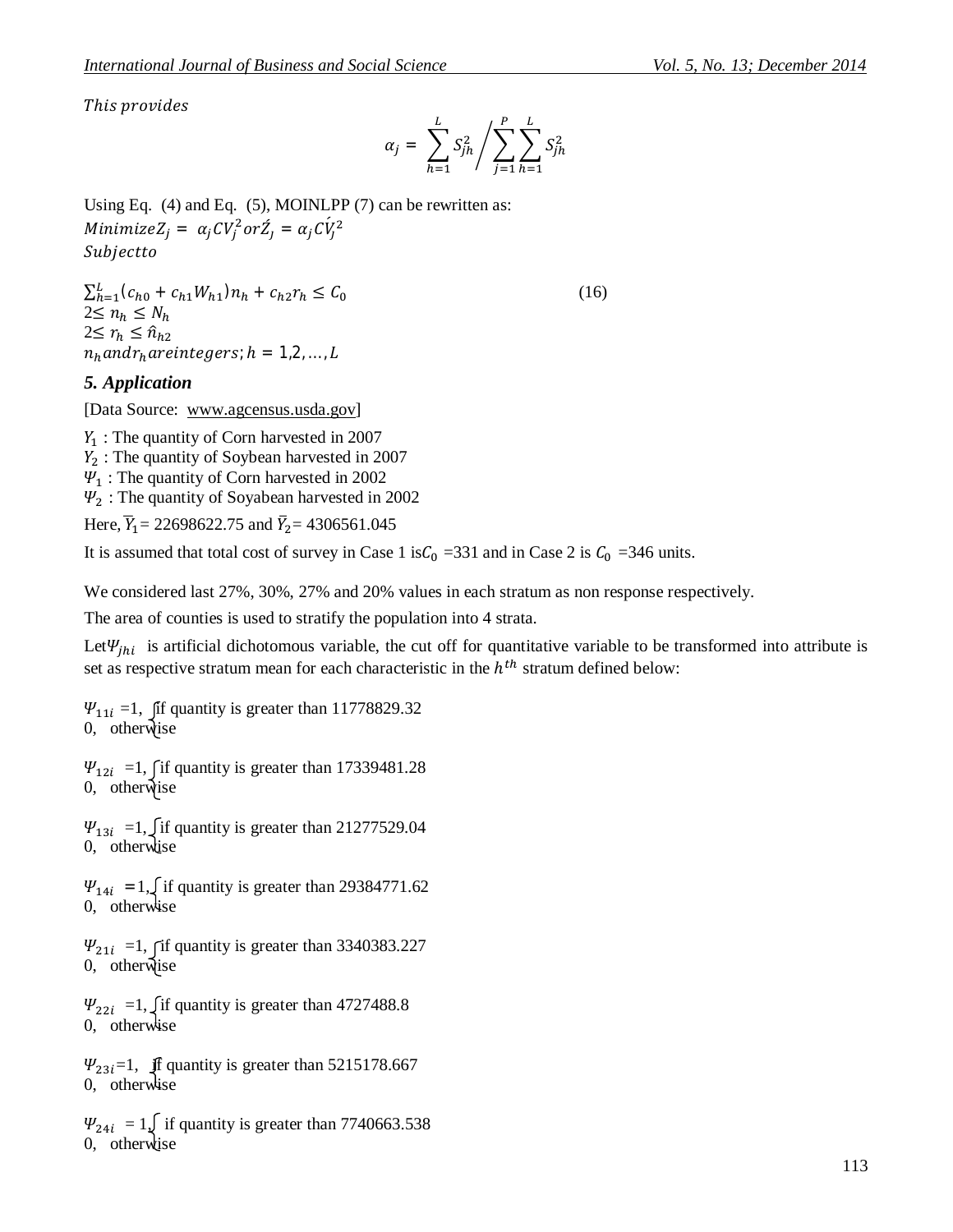*This provides*

$$\alpha_j = \sum_{h=1}^{L} S_{jh}^2 \Big/ \sum_{j=1}^{P} \sum_{h=1}^{L} S_{jh}^2$$

Using Eq. (4) and Eq. (5), MOINLPP (7) can be rewritten as:

$Minimize Z_j = \alpha_j CV_j^2 \, or \, \acute{Z}_j = \alpha_j \acute{CV}_j^2$

*Subject to*

$$\sum_{h=1}^{L} (c_{h0} + c_{h1} W_{h1}) n_h + c_{h2} r_h \leq C_0 \qquad (16)$$

$2 \leq n_h \leq N_h$

$2 \leq r_h \leq \hat{n}_{h2}$

$n_h \, and \, r_h \, are \, integers; h = 1,2, \ldots, L$

### 5. Application

[Data Source: www.agcensus.usda.gov]

$Y_1$ : The quantity of Corn harvested in 2007

$Y_2$ : The quantity of Soybean harvested in 2007

$\Psi_1$ : The quantity of Corn harvested in 2002

$\Psi_2$ : The quantity of Soyabean harvested in 2002

Here, $\bar{Y}_1$= 22698622.75 and $\bar{Y}_2$= 4306561.045

It is assumed that total cost of survey in Case 1 is $C_0$ =331 and in Case 2 is $C_0$ =346 units.

We considered last 27%, 30%, 27% and 20% values in each stratum as non response respectively.

The area of counties is used to stratify the population into 4 strata.

Let $\Psi_{jhi}$ is artificial dichotomous variable, the cut off for quantitative variable to be transformed into attribute is set as respective stratum mean for each characteristic in the $h^{th}$ stratum defined below:

$$\Psi_{11i} = \begin{cases} 1, & \text{if quantity is greater than } 11778829.32 \\ 0, & \text{otherwise} \end{cases}$$

$$\Psi_{12i} = \begin{cases} 1, & \text{if quantity is greater than } 17339481.28 \\ 0, & \text{otherwise} \end{cases}$$

$$\Psi_{13i} = \begin{cases} 1, & \text{if quantity is greater than } 21277529.04 \\ 0, & \text{otherwise} \end{cases}$$

$$\Psi_{14i} = \begin{cases} 1, & \text{if quantity is greater than } 29384771.62 \\ 0, & \text{otherwise} \end{cases}$$

$$\Psi_{21i} = \begin{cases} 1, & \text{if quantity is greater than } 3340383.227 \\ 0, & \text{otherwise} \end{cases}$$

$$\Psi_{22i} = \begin{cases} 1, & \text{if quantity is greater than } 4727488.8 \\ 0, & \text{otherwise} \end{cases}$$

$$\Psi_{23i} = \begin{cases} 1, & \text{if quantity is greater than } 5215178.667 \\ 0, & \text{otherwise} \end{cases}$$

$$\Psi_{24i} = \begin{cases} 1, & \text{if quantity is greater than } 7740663.538 \\ 0, & \text{otherwise} \end{cases}$$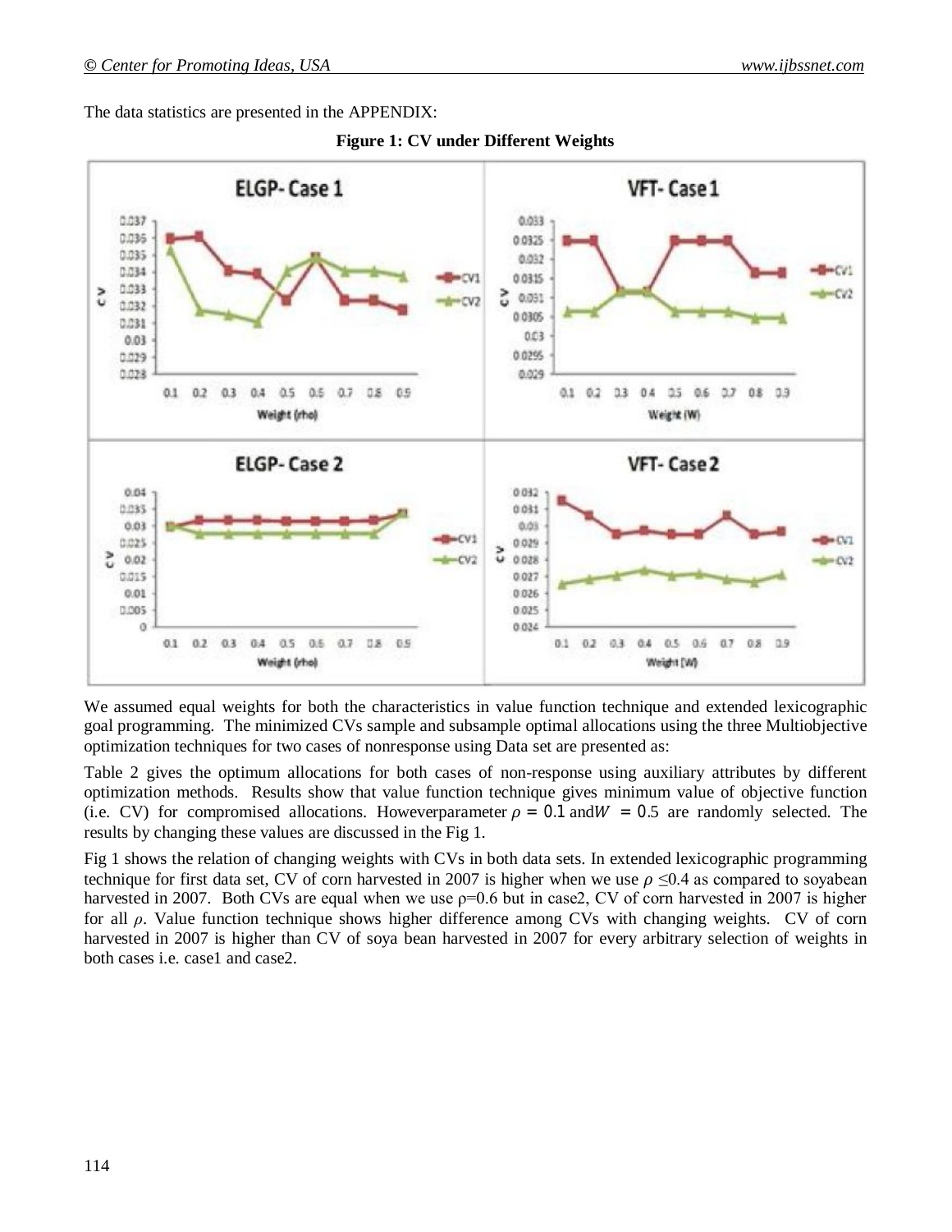The data statistics are presented in the APPENDIX:

**Figure 1: CV under Different Weights**

We assumed equal weights for both the characteristics in value function technique and extended lexicographic goal programming. The minimized CVs sample and subsample optimal allocations using the three Multiobjective optimization techniques for two cases of nonresponse using Data set are presented as:

Table 2 gives the optimum allocations for both cases of non-response using auxiliary attributes by different optimization methods. Results show that value function technique gives minimum value of objective function (i.e. CV) for compromised allocations. Howeverparameter $\rho = 0.1$ and$W = 0.5$ are randomly selected. The results by changing these values are discussed in the Fig 1.

Fig 1 shows the relation of changing weights with CVs in both data sets. In extended lexicographic programming technique for first data set, CV of corn harvested in 2007 is higher when we use $\rho \leq 0.4$ as compared to soyabean harvested in 2007. Both CVs are equal when we use $\rho=0.6$ but in case2, CV of corn harvested in 2007 is higher for all $\rho$. Value function technique shows higher difference among CVs with changing weights. CV of corn harvested in 2007 is higher than CV of soya bean harvested in 2007 for every arbitrary selection of weights in both cases i.e. case1 and case2.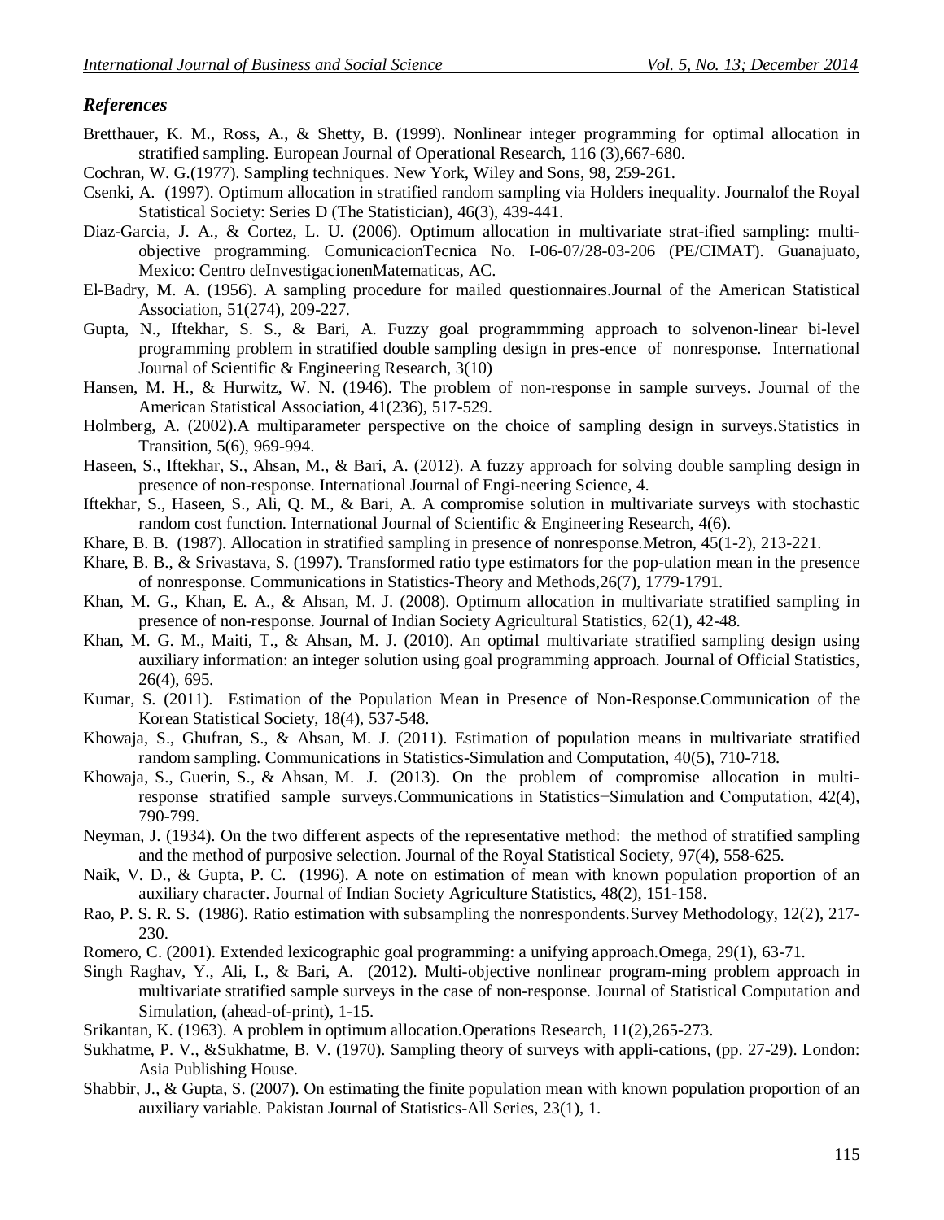## *References*

Bretthauer, K. M., Ross, A., & Shetty, B. (1999). Nonlinear integer programming for optimal allocation in stratified sampling. European Journal of Operational Research, 116 (3),667-680.

Cochran, W. G.(1977). Sampling techniques. New York, Wiley and Sons, 98, 259-261.

Csenki, A. (1997). Optimum allocation in stratified random sampling via Holders inequality. Journalof the Royal Statistical Society: Series D (The Statistician), 46(3), 439-441.

Diaz-Garcia, J. A., & Cortez, L. U. (2006). Optimum allocation in multivariate strat-ified sampling: multi-objective programming. ComunicacionTecnica No. I-06-07/28-03-206 (PE/CIMAT). Guanajuato, Mexico: Centro deInvestigacionenMatematicas, AC.

El-Badry, M. A. (1956). A sampling procedure for mailed questionnaires.Journal of the American Statistical Association, 51(274), 209-227.

Gupta, N., Iftekhar, S. S., & Bari, A. Fuzzy goal programmming approach to solvenon-linear bi-level programming problem in stratified double sampling design in pres-ence of nonresponse. International Journal of Scientific & Engineering Research, 3(10)

Hansen, M. H., & Hurwitz, W. N. (1946). The problem of non-response in sample surveys. Journal of the American Statistical Association, 41(236), 517-529.

Holmberg, A. (2002).A multiparameter perspective on the choice of sampling design in surveys.Statistics in Transition, 5(6), 969-994.

Haseen, S., Iftekhar, S., Ahsan, M., & Bari, A. (2012). A fuzzy approach for solving double sampling design in presence of non-response. International Journal of Engi-neering Science, 4.

Iftekhar, S., Haseen, S., Ali, Q. M., & Bari, A. A compromise solution in multivariate surveys with stochastic random cost function. International Journal of Scientific & Engineering Research, 4(6).

Khare, B. B. (1987). Allocation in stratified sampling in presence of nonresponse.Metron, 45(1-2), 213-221.

Khare, B. B., & Srivastava, S. (1997). Transformed ratio type estimators for the pop-ulation mean in the presence of nonresponse. Communications in Statistics-Theory and Methods,26(7), 1779-1791.

Khan, M. G., Khan, E. A., & Ahsan, M. J. (2008). Optimum allocation in multivariate stratified sampling in presence of non-response. Journal of Indian Society Agricultural Statistics, 62(1), 42-48.

Khan, M. G. M., Maiti, T., & Ahsan, M. J. (2010). An optimal multivariate stratified sampling design using auxiliary information: an integer solution using goal programming approach. Journal of Official Statistics, 26(4), 695.

Kumar, S. (2011). Estimation of the Population Mean in Presence of Non-Response.Communication of the Korean Statistical Society, 18(4), 537-548.

Khowaja, S., Ghufran, S., & Ahsan, M. J. (2011). Estimation of population means in multivariate stratified random sampling. Communications in Statistics-Simulation and Computation, 40(5), 710-718.

Khowaja, S., Guerin, S., & Ahsan, M. J. (2013). On the problem of compromise allocation in multi-response stratified sample surveys.Communications in Statistics−Simulation and Computation, 42(4), 790-799.

Neyman, J. (1934). On the two different aspects of the representative method: the method of stratified sampling and the method of purposive selection. Journal of the Royal Statistical Society, 97(4), 558-625.

Naik, V. D., & Gupta, P. C. (1996). A note on estimation of mean with known population proportion of an auxiliary character. Journal of Indian Society Agriculture Statistics, 48(2), 151-158.

Rao, P. S. R. S. (1986). Ratio estimation with subsampling the nonrespondents.Survey Methodology, 12(2), 217-230.

Romero, C. (2001). Extended lexicographic goal programming: a unifying approach.Omega, 29(1), 63-71.

Singh Raghav, Y., Ali, I., & Bari, A. (2012). Multi-objective nonlinear program-ming problem approach in multivariate stratified sample surveys in the case of non-response. Journal of Statistical Computation and Simulation, (ahead-of-print), 1-15.

Srikantan, K. (1963). A problem in optimum allocation.Operations Research, 11(2),265-273.

Sukhatme, P. V., &Sukhatme, B. V. (1970). Sampling theory of surveys with appli-cations, (pp. 27-29). London: Asia Publishing House.

Shabbir, J., & Gupta, S. (2007). On estimating the finite population mean with known population proportion of an auxiliary variable. Pakistan Journal of Statistics-All Series, 23(1), 1.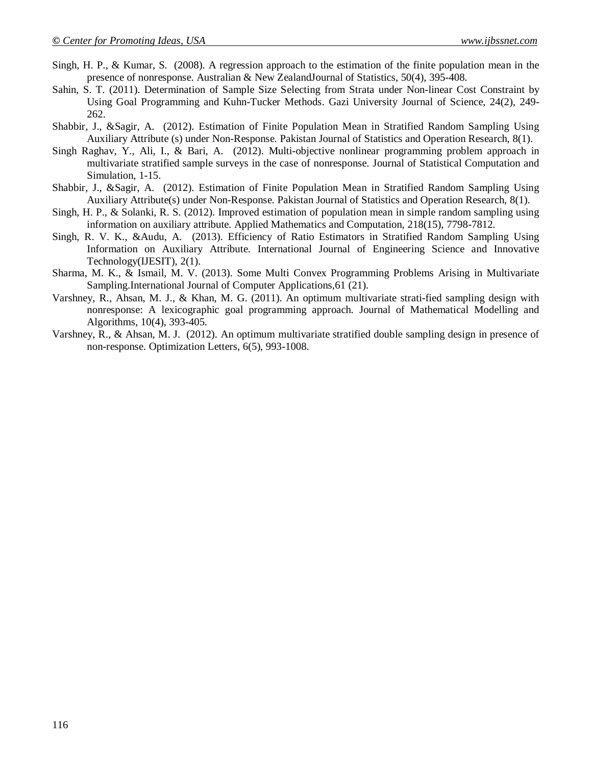Singh, H. P., & Kumar, S. (2008). A regression approach to the estimation of the finite population mean in the presence of nonresponse. Australian & New ZealandJournal of Statistics, 50(4), 395-408.

Sahin, S. T. (2011). Determination of Sample Size Selecting from Strata under Non-linear Cost Constraint by Using Goal Programming and Kuhn-Tucker Methods. Gazi University Journal of Science, 24(2), 249-262.

Shabbir, J., &Sagir, A. (2012). Estimation of Finite Population Mean in Stratified Random Sampling Using Auxiliary Attribute (s) under Non-Response. Pakistan Journal of Statistics and Operation Research, 8(1).

Singh Raghav, Y., Ali, I., & Bari, A. (2012). Multi-objective nonlinear programming problem approach in multivariate stratified sample surveys in the case of nonresponse. Journal of Statistical Computation and Simulation, 1-15.

Shabbir, J., &Sagir, A. (2012). Estimation of Finite Population Mean in Stratified Random Sampling Using Auxiliary Attribute(s) under Non-Response. Pakistan Journal of Statistics and Operation Research, 8(1).

Singh, H. P., & Solanki, R. S. (2012). Improved estimation of population mean in simple random sampling using information on auxiliary attribute. Applied Mathematics and Computation, 218(15), 7798-7812.

Singh, R. V. K., &Audu, A. (2013). Efficiency of Ratio Estimators in Stratified Random Sampling Using Information on Auxiliary Attribute. International Journal of Engineering Science and Innovative Technology(IJESIT), 2(1).

Sharma, M. K., & Ismail, M. V. (2013). Some Multi Convex Programming Problems Arising in Multivariate Sampling.International Journal of Computer Applications,61 (21).

Varshney, R., Ahsan, M. J., & Khan, M. G. (2011). An optimum multivariate strati-fied sampling design with nonresponse: A lexicographic goal programming approach. Journal of Mathematical Modelling and Algorithms, 10(4), 393-405.

Varshney, R., & Ahsan, M. J. (2012). An optimum multivariate stratified double sampling design in presence of non-response. Optimization Letters, 6(5), 993-1008.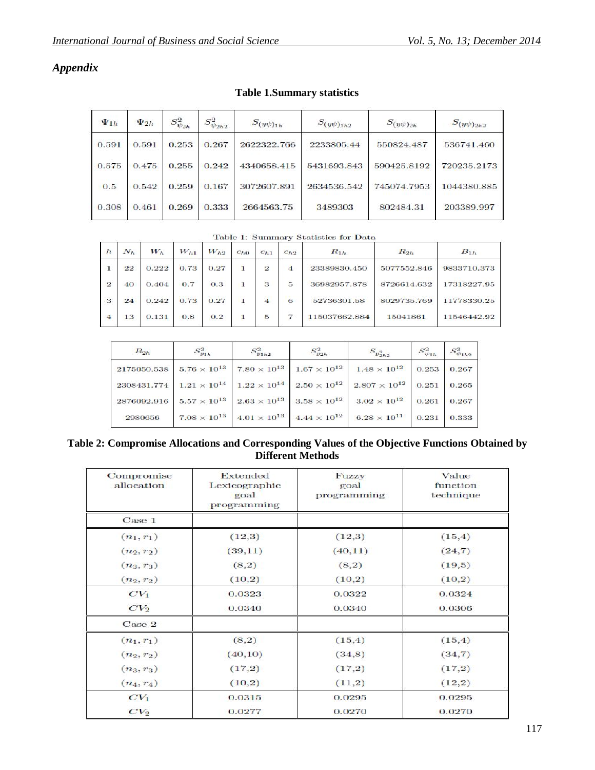## *Appendix*

**Table 1.Summary statistics**

| $\Psi_{1h}$ | $\Psi_{2h}$ | $S^2_{\psi_{2h}}$ | $S^2_{\psi_{2h2}}$ | $S_{(y\psi)_{1h}}$ | $S_{(y\psi)_{1h2}}$ | $S_{(y\psi)_{2h}}$ | $S_{(y\psi)_{2h2}}$ |
|---|---|---|---|---|---|---|---|
| 0.591 | 0.591 | 0.253 | 0.267 | 2622322.766 | 2233805.44 | 550824.487 | 536741.460 |
| 0.575 | 0.475 | 0.255 | 0.242 | 4340658.415 | 5431693.843 | 590425.8192 | 720235.2173 |
| 0.5 | 0.542 | 0.259 | 0.167 | 3072607.891 | 2634536.542 | 745074.7953 | 1044380.885 |
| 0.308 | 0.461 | 0.269 | 0.333 | 2664563.75 | 3489303 | 802484.31 | 203389.997 |

Table 1: Summary Statistics for Data

| $h$ | $N_h$ | $W_h$ | $W_{h1}$ | $W_{h2}$ | $c_{h0}$ | $c_{h1}$ | $c_{h2}$ | $R_{1h}$ | $R_{2h}$ | $B_{1h}$ |
|---|---|---|---|---|---|---|---|---|---|---|
| 1 | 22 | 0.222 | 0.73 | 0.27 | 1 | 2 | 4 | 23389830.450 | 5077552.846 | 9833710.373 |
| 2 | 40 | 0.404 | 0.7 | 0.3 | 1 | 3 | 5 | 36982957.878 | 8726614.632 | 17318227.95 |
| 3 | 24 | 0.242 | 0.73 | 0.27 | 1 | 4 | 6 | 52736301.58 | 8029735.769 | 11778330.25 |
| 4 | 13 | 0.131 | 0.8 | 0.2 | 1 | 5 | 7 | 115037662.884 | 15041861 | 11546442.92 |

| $B_{2h}$ | $S^2_{y_{1h}}$ | $S^2_{y_{1h2}}$ | $S^2_{y_{2h}}$ | $S_{y^2_{2h2}}$ | $S^2_{\psi_{1h}}$ | $S^2_{\psi_{1h2}}$ |
|---|---|---|---|---|---|---|
| 2175050.538 | $5.76 \times 10^{13}$ | $7.80 \times 10^{13}$ | $1.67 \times 10^{12}$ | $1.48 \times 10^{12}$ | 0.253 | 0.267 |
| 2308431.774 | $1.21 \times 10^{14}$ | $1.22 \times 10^{14}$ | $2.50 \times 10^{12}$ | $2.807 \times 10^{12}$ | 0.251 | 0.265 |
| 2876092.916 | $5.57 \times 10^{13}$ | $2.63 \times 10^{13}$ | $3.58 \times 10^{12}$ | $3.02 \times 10^{12}$ | 0.261 | 0.267 |
| 2980656 | $7.08 \times 10^{13}$ | $4.01 \times 10^{13}$ | $4.44 \times 10^{12}$ | $6.28 \times 10^{11}$ | 0.231 | 0.333 |

**Table 2: Compromise Allocations and Corresponding Values of the Objective Functions Obtained by Different Methods**

| Compromise allocation | Extended Lexicographic goal programming | Fuzzy goal programming | Value function technique |
|---|---|---|---|
| Case 1 | | | |
| $(n_1, r_1)$ | (12,3) | (12,3) | (15,4) |
| $(n_2, r_2)$ | (39,11) | (40,11) | (24,7) |
| $(n_3, r_3)$ | (8,2) | (8,2) | (19,5) |
| $(n_2, r_2)$ | (10,2) | (10,2) | (10,2) |
| $CV_1$ | 0.0323 | 0.0322 | 0.0324 |
| $CV_2$ | 0.0340 | 0.0340 | 0.0306 |
| Case 2 | | | |
| $(n_1, r_1)$ | (8,2) | (15,4) | (15,4) |
| $(n_2, r_2)$ | (40,10) | (34,8) | (34,7) |
| $(n_3, r_3)$ | (17,2) | (17,2) | (17,2) |
| $(n_4, r_4)$ | (10,2) | (11,2) | (12,2) |
| $CV_1$ | 0.0315 | 0.0295 | 0.0295 |
| $CV_2$ | 0.0277 | 0.0270 | 0.0270 |